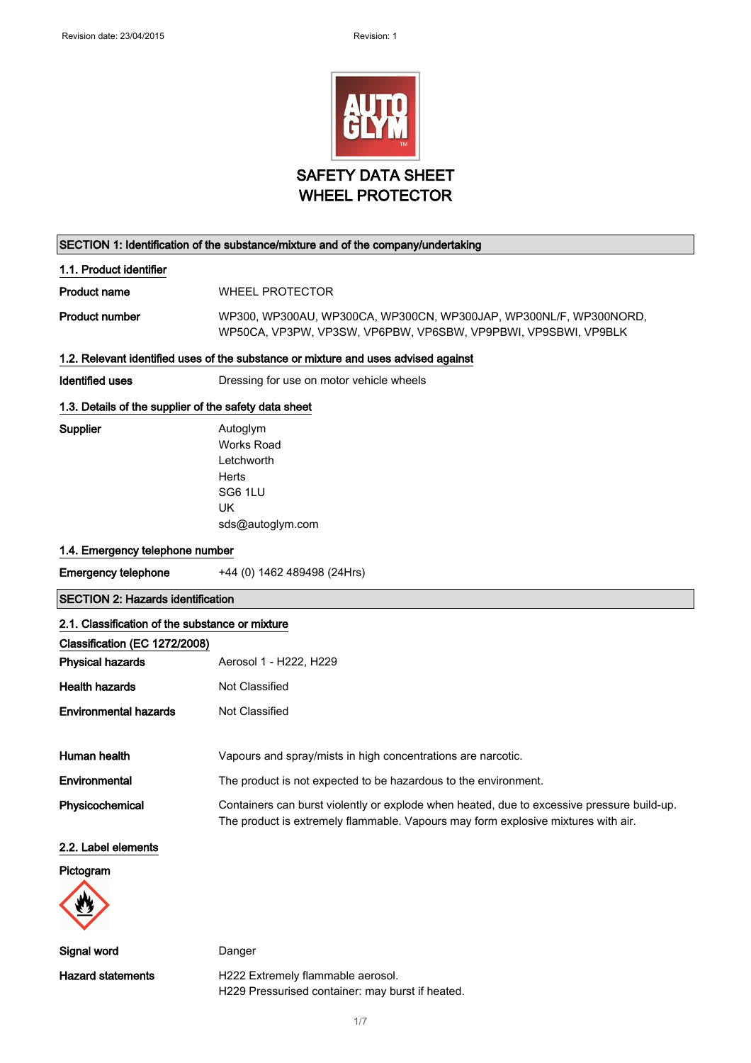Revision date: 23/04/2015 Revision: 1

# SAFETY DATA SHEET
# WHEEL PROTECTOR

## SECTION 1: Identification of the substance/mixture and of the company/undertaking

### 1.1. Product identifier

**Product name** WHEEL PROTECTOR

**Product number** WP300, WP300AU, WP300CA, WP300CN, WP300JAP, WP300NL/F, WP300NORD, WP50CA, VP3PW, VP3SW, VP6PBW, VP6SBW, VP9PBWI, VP9SBWI, VP9BLK

### 1.2. Relevant identified uses of the substance or mixture and uses advised against

**Identified uses** Dressing for use on motor vehicle wheels

### 1.3. Details of the supplier of the safety data sheet

**Supplier**
Autoglym
Works Road
Letchworth
Herts
SG6 1LU
UK
sds@autoglym.com

### 1.4. Emergency telephone number

**Emergency telephone** +44 (0) 1462 489498 (24Hrs)

## SECTION 2: Hazards identification

### 2.1. Classification of the substance or mixture

**Classification (EC 1272/2008)**

**Physical hazards** Aerosol 1 - H222, H229

**Health hazards** Not Classified

**Environmental hazards** Not Classified

**Human health** Vapours and spray/mists in high concentrations are narcotic.

**Environmental** The product is not expected to be hazardous to the environment.

**Physicochemical** Containers can burst violently or explode when heated, due to excessive pressure build-up. The product is extremely flammable. Vapours may form explosive mixtures with air.

### 2.2. Label elements

**Pictogram**

**Signal word** Danger

**Hazard statements** H222 Extremely flammable aerosol.
H229 Pressurised container: may burst if heated.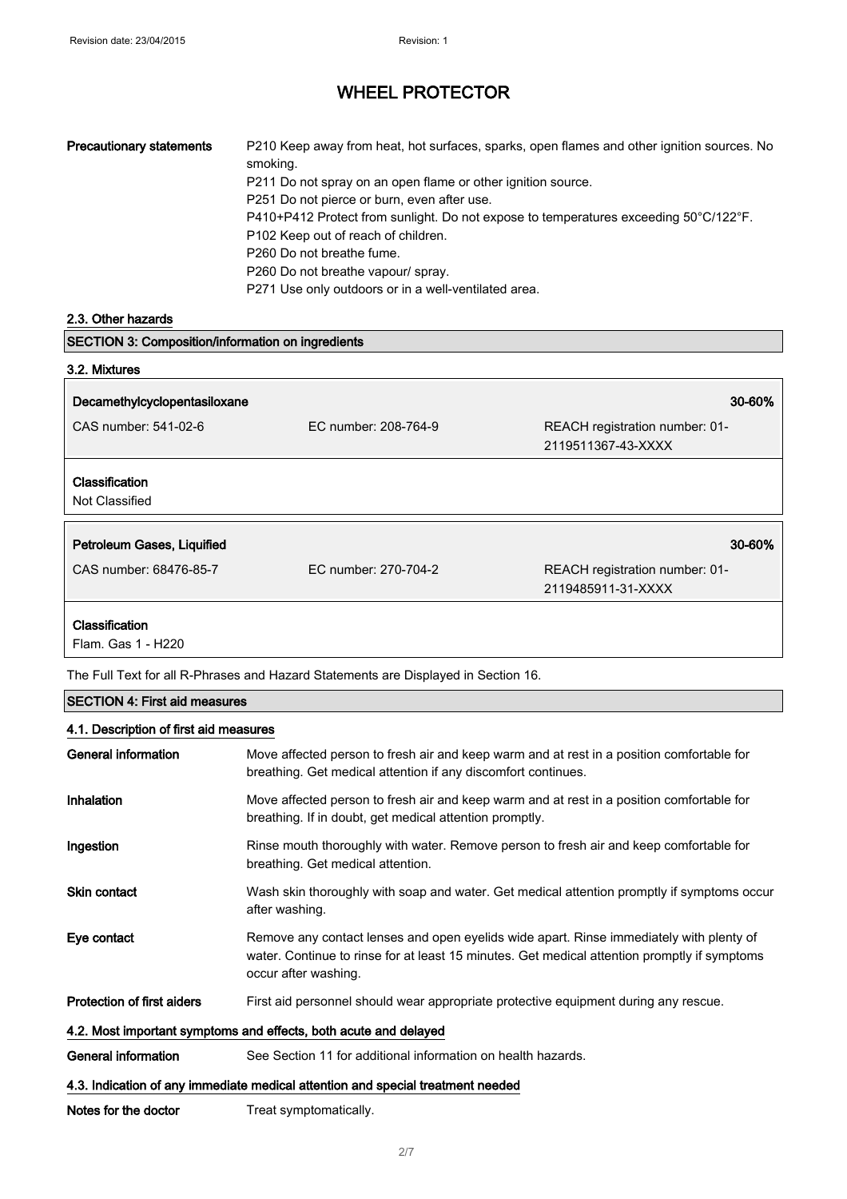# WHEEL PROTECTOR

**Precautionary statements**

P210 Keep away from heat, hot surfaces, sparks, open flames and other ignition sources. No smoking.
P211 Do not spray on an open flame or other ignition source.
P251 Do not pierce or burn, even after use.
P410+P412 Protect from sunlight. Do not expose to temperatures exceeding 50°C/122°F.
P102 Keep out of reach of children.
P260 Do not breathe fume.
P260 Do not breathe vapour/ spray.
P271 Use only outdoors or in a well-ventilated area.

## 2.3. Other hazards

## SECTION 3: Composition/information on ingredients

### 3.2. Mixtures

**Decamethylcyclopentasiloxane** — 30-60%

CAS number: 541-02-6 | EC number: 208-764-9 | REACH registration number: 01-2119511367-43-XXXX

**Classification**
Not Classified

**Petroleum Gases, Liquified** — 30-60%

CAS number: 68476-85-7 | EC number: 270-704-2 | REACH registration number: 01-2119485911-31-XXXX

**Classification**
Flam. Gas 1 - H220

The Full Text for all R-Phrases and Hazard Statements are Displayed in Section 16.

## SECTION 4: First aid measures

### 4.1. Description of first aid measures

**General information**
Move affected person to fresh air and keep warm and at rest in a position comfortable for breathing. Get medical attention if any discomfort continues.

**Inhalation**
Move affected person to fresh air and keep warm and at rest in a position comfortable for breathing. If in doubt, get medical attention promptly.

**Ingestion**
Rinse mouth thoroughly with water. Remove person to fresh air and keep comfortable for breathing. Get medical attention.

**Skin contact**
Wash skin thoroughly with soap and water. Get medical attention promptly if symptoms occur after washing.

**Eye contact**
Remove any contact lenses and open eyelids wide apart. Rinse immediately with plenty of water. Continue to rinse for at least 15 minutes. Get medical attention promptly if symptoms occur after washing.

**Protection of first aiders**
First aid personnel should wear appropriate protective equipment during any rescue.

### 4.2. Most important symptoms and effects, both acute and delayed

**General information**
See Section 11 for additional information on health hazards.

### 4.3. Indication of any immediate medical attention and special treatment needed

**Notes for the doctor**
Treat symptomatically.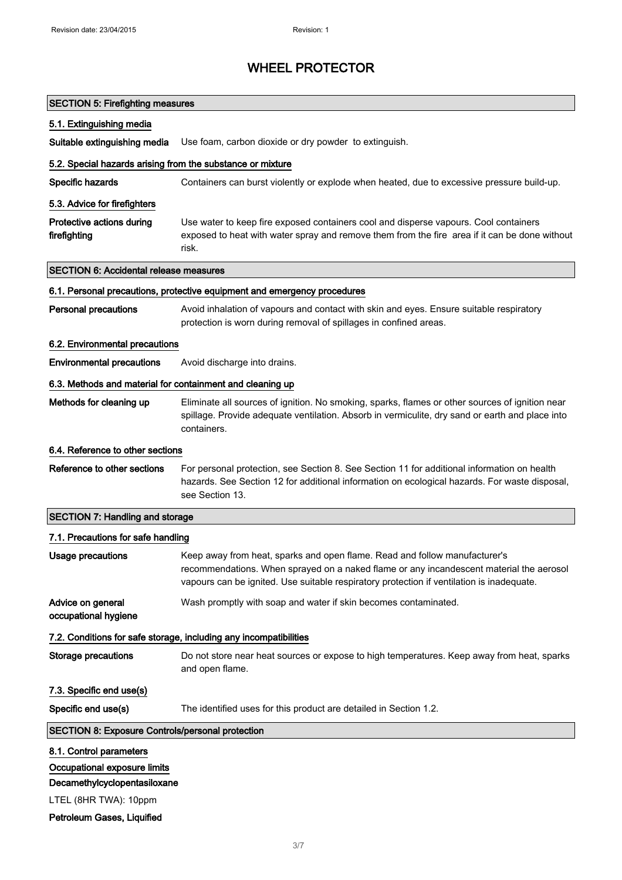# WHEEL PROTECTOR

## SECTION 5: Firefighting measures

### 5.1. Extinguishing media

**Suitable extinguishing media** Use foam, carbon dioxide or dry powder to extinguish.

### 5.2. Special hazards arising from the substance or mixture

**Specific hazards** Containers can burst violently or explode when heated, due to excessive pressure build-up.

### 5.3. Advice for firefighters

**Protective actions during firefighting** Use water to keep fire exposed containers cool and disperse vapours. Cool containers exposed to heat with water spray and remove them from the fire area if it can be done without risk.

## SECTION 6: Accidental release measures

### 6.1. Personal precautions, protective equipment and emergency procedures

**Personal precautions** Avoid inhalation of vapours and contact with skin and eyes. Ensure suitable respiratory protection is worn during removal of spillages in confined areas.

### 6.2. Environmental precautions

**Environmental precautions** Avoid discharge into drains.

### 6.3. Methods and material for containment and cleaning up

**Methods for cleaning up** Eliminate all sources of ignition. No smoking, sparks, flames or other sources of ignition near spillage. Provide adequate ventilation. Absorb in vermiculite, dry sand or earth and place into containers.

### 6.4. Reference to other sections

**Reference to other sections** For personal protection, see Section 8. See Section 11 for additional information on health hazards. See Section 12 for additional information on ecological hazards. For waste disposal, see Section 13.

## SECTION 7: Handling and storage

### 7.1. Precautions for safe handling

**Usage precautions** Keep away from heat, sparks and open flame. Read and follow manufacturer's recommendations. When sprayed on a naked flame or any incandescent material the aerosol vapours can be ignited. Use suitable respiratory protection if ventilation is inadequate.

**Advice on general occupational hygiene** Wash promptly with soap and water if skin becomes contaminated.

### 7.2. Conditions for safe storage, including any incompatibilities

**Storage precautions** Do not store near heat sources or expose to high temperatures. Keep away from heat, sparks and open flame.

### 7.3. Specific end use(s)

**Specific end use(s)** The identified uses for this product are detailed in Section 1.2.

## SECTION 8: Exposure Controls/personal protection

### 8.1. Control parameters

**Occupational exposure limits**

**Decamethylcyclopentasiloxane**

LTEL (8HR TWA): 10ppm

**Petroleum Gases, Liquified**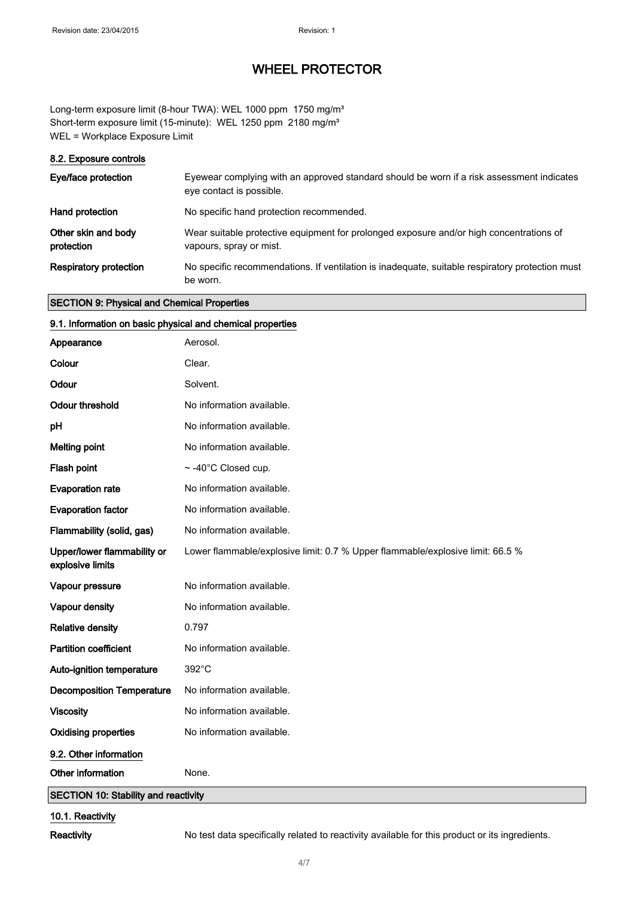Long-term exposure limit (8-hour TWA): WEL 1000 ppm 1750 mg/m³
Short-term exposure limit (15-minute): WEL 1250 ppm 2180 mg/m³
WEL = Workplace Exposure Limit

### 8.2. Exposure controls

| | |
|---|---|
| **Eye/face protection** | Eyewear complying with an approved standard should be worn if a risk assessment indicates eye contact is possible. |
| **Hand protection** | No specific hand protection recommended. |
| **Other skin and body protection** | Wear suitable protective equipment for prolonged exposure and/or high concentrations of vapours, spray or mist. |
| **Respiratory protection** | No specific recommendations. If ventilation is inadequate, suitable respiratory protection must be worn. |

## SECTION 9: Physical and Chemical Properties

### 9.1. Information on basic physical and chemical properties

| | |
|---|---|
| **Appearance** | Aerosol. |
| **Colour** | Clear. |
| **Odour** | Solvent. |
| **Odour threshold** | No information available. |
| **pH** | No information available. |
| **Melting point** | No information available. |
| **Flash point** | ~ -40°C Closed cup. |
| **Evaporation rate** | No information available. |
| **Evaporation factor** | No information available. |
| **Flammability (solid, gas)** | No information available. |
| **Upper/lower flammability or explosive limits** | Lower flammable/explosive limit: 0.7 % Upper flammable/explosive limit: 66.5 % |
| **Vapour pressure** | No information available. |
| **Vapour density** | No information available. |
| **Relative density** | 0.797 |
| **Partition coefficient** | No information available. |
| **Auto-ignition temperature** | 392°C |
| **Decomposition Temperature** | No information available. |
| **Viscosity** | No information available. |
| **Oxidising properties** | No information available. |

### 9.2. Other information

| | |
|---|---|
| **Other information** | None. |

## SECTION 10: Stability and reactivity

### 10.1. Reactivity

| | |
|---|---|
| **Reactivity** | No test data specifically related to reactivity available for this product or its ingredients. |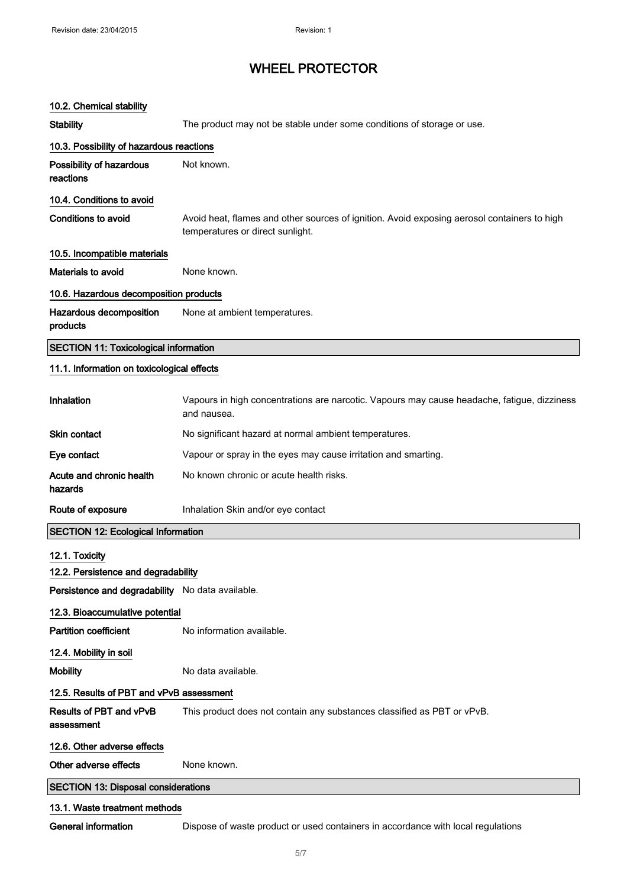# WHEEL PROTECTOR

### 10.2. Chemical stability

**Stability** The product may not be stable under some conditions of storage or use.

### 10.3. Possibility of hazardous reactions

**Possibility of hazardous reactions** Not known.

### 10.4. Conditions to avoid

**Conditions to avoid** Avoid heat, flames and other sources of ignition. Avoid exposing aerosol containers to high temperatures or direct sunlight.

### 10.5. Incompatible materials

**Materials to avoid** None known.

### 10.6. Hazardous decomposition products

**Hazardous decomposition products** None at ambient temperatures.

## SECTION 11: Toxicological information

### 11.1. Information on toxicological effects

**Inhalation** Vapours in high concentrations are narcotic. Vapours may cause headache, fatigue, dizziness and nausea.

**Skin contact** No significant hazard at normal ambient temperatures.

**Eye contact** Vapour or spray in the eyes may cause irritation and smarting.

**Acute and chronic health hazards** No known chronic or acute health risks.

**Route of exposure** Inhalation Skin and/or eye contact

## SECTION 12: Ecological Information

### 12.1. Toxicity

### 12.2. Persistence and degradability

**Persistence and degradability** No data available.

### 12.3. Bioaccumulative potential

**Partition coefficient** No information available.

### 12.4. Mobility in soil

**Mobility** No data available.

### 12.5. Results of PBT and vPvB assessment

**Results of PBT and vPvB assessment** This product does not contain any substances classified as PBT or vPvB.

### 12.6. Other adverse effects

**Other adverse effects** None known.

## SECTION 13: Disposal considerations

### 13.1. Waste treatment methods

**General information** Dispose of waste product or used containers in accordance with local regulations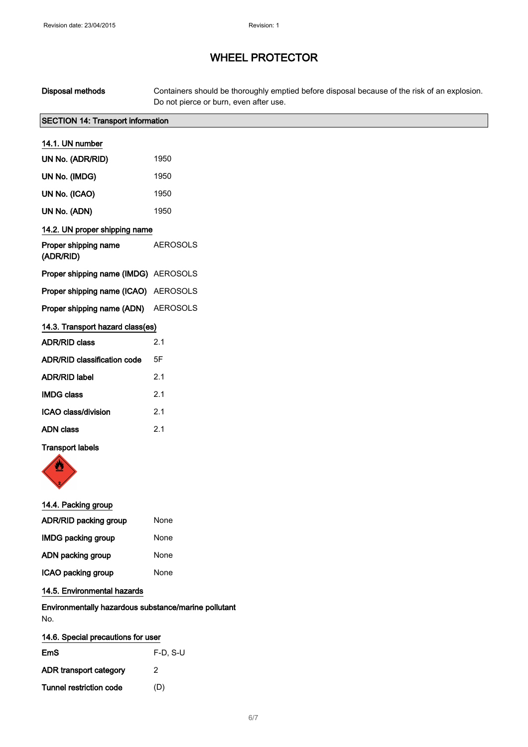**Disposal methods** Containers should be thoroughly emptied before disposal because of the risk of an explosion. Do not pierce or burn, even after use.

## SECTION 14: Transport information

### 14.1. UN number

| | |
|---|---|
| **UN No. (ADR/RID)** | 1950 |
| **UN No. (IMDG)** | 1950 |
| **UN No. (ICAO)** | 1950 |
| **UN No. (ADN)** | 1950 |

### 14.2. UN proper shipping name

| | |
|---|---|
| **Proper shipping name (ADR/RID)** | AEROSOLS |
| **Proper shipping name (IMDG)** | AEROSOLS |
| **Proper shipping name (ICAO)** | AEROSOLS |
| **Proper shipping name (ADN)** | AEROSOLS |

### 14.3. Transport hazard class(es)

| | |
|---|---|
| **ADR/RID class** | 2.1 |
| **ADR/RID classification code** | 5F |
| **ADR/RID label** | 2.1 |
| **IMDG class** | 2.1 |
| **ICAO class/division** | 2.1 |
| **ADN class** | 2.1 |

**Transport labels**

### 14.4. Packing group

| | |
|---|---|
| **ADR/RID packing group** | None |
| **IMDG packing group** | None |
| **ADN packing group** | None |
| **ICAO packing group** | None |

### 14.5. Environmental hazards

**Environmentally hazardous substance/marine pollutant**

No.

### 14.6. Special precautions for user

| | |
|---|---|
| **EmS** | F-D, S-U |
| **ADR transport category** | 2 |
| **Tunnel restriction code** | (D) |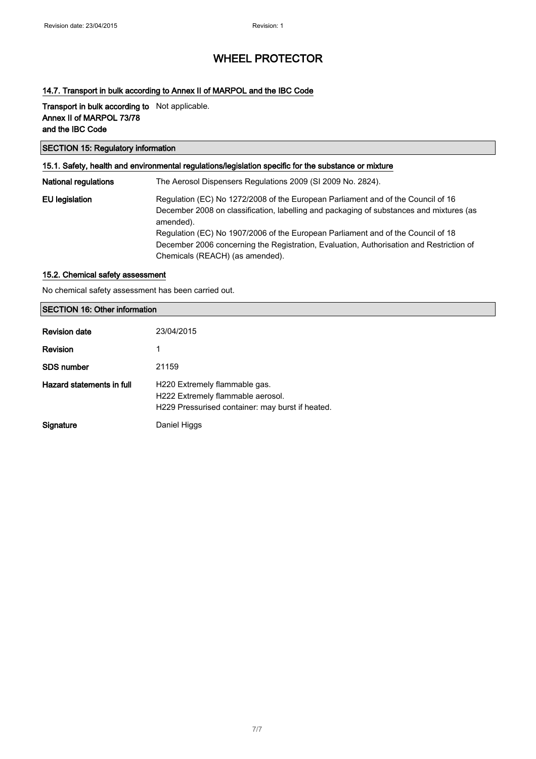# WHEEL PROTECTOR

### 14.7. Transport in bulk according to Annex II of MARPOL and the IBC Code

| | |
|---|---|
| **Transport in bulk according to Annex II of MARPOL 73/78 and the IBC Code** | Not applicable. |

## SECTION 15: Regulatory information

### 15.1. Safety, health and environmental regulations/legislation specific for the substance or mixture

| | |
|---|---|
| **National regulations** | The Aerosol Dispensers Regulations 2009 (SI 2009 No. 2824). |
| **EU legislation** | Regulation (EC) No 1272/2008 of the European Parliament and of the Council of 16 December 2008 on classification, labelling and packaging of substances and mixtures (as amended).<br>Regulation (EC) No 1907/2006 of the European Parliament and of the Council of 18 December 2006 concerning the Registration, Evaluation, Authorisation and Restriction of Chemicals (REACH) (as amended). |

### 15.2. Chemical safety assessment

No chemical safety assessment has been carried out.

## SECTION 16: Other information

| | |
|---|---|
| **Revision date** | 23/04/2015 |
| **Revision** | 1 |
| **SDS number** | 21159 |
| **Hazard statements in full** | H220 Extremely flammable gas.<br>H222 Extremely flammable aerosol.<br>H229 Pressurised container: may burst if heated. |
| **Signature** | Daniel Higgs |